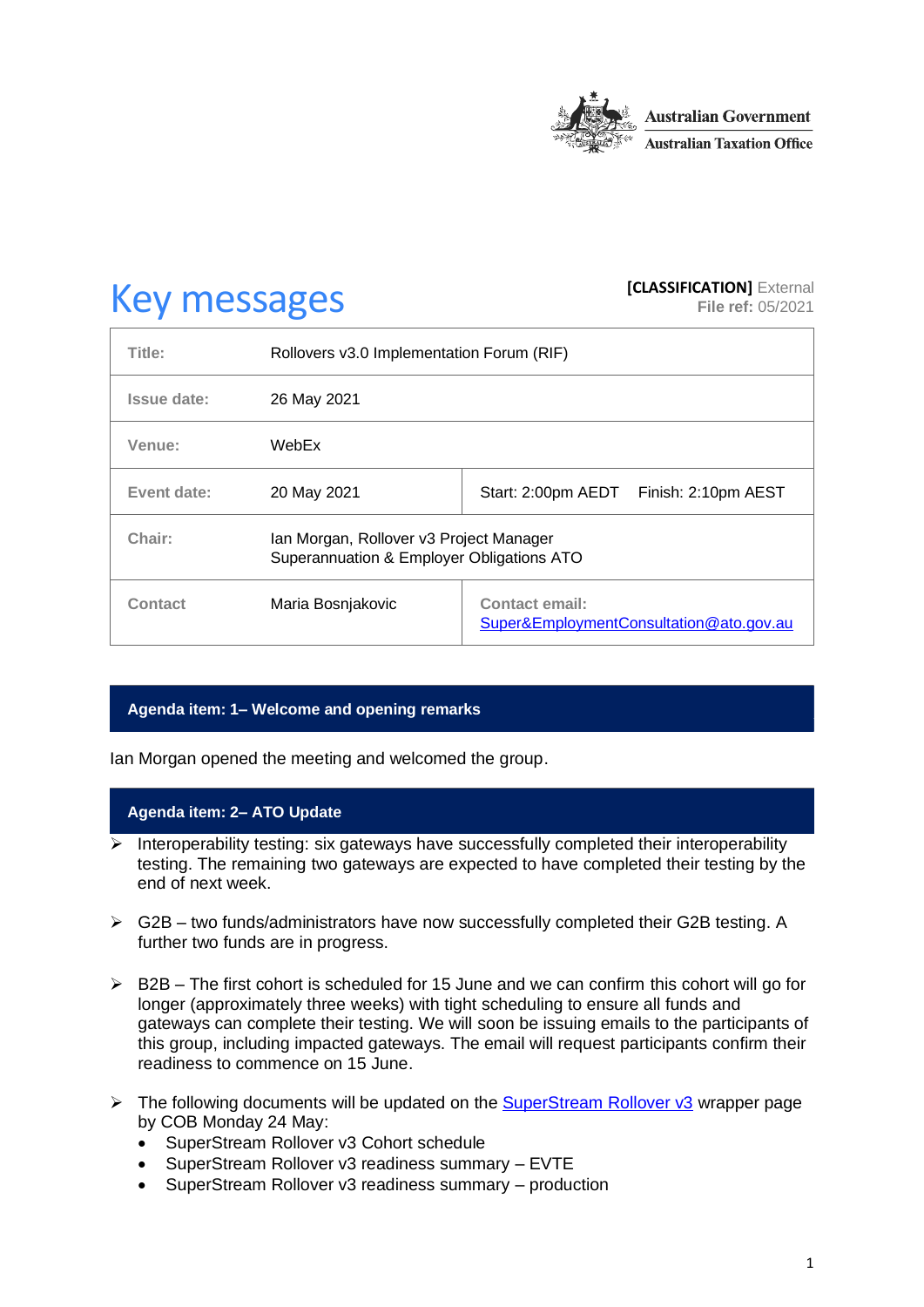Australian Government
Australian Taxation Office

# Key messages

**[CLASSIFICATION]** External
**File ref:** 05/2021

| | | |
|---|---|---|
| **Title:** | Rollovers v3.0 Implementation Forum (RIF) | |
| **Issue date:** | 26 May 2021 | |
| **Venue:** | WebEx | |
| **Event date:** | 20 May 2021 | Start: 2:00pm AEDT Finish: 2:10pm AEST |
| **Chair:** | Ian Morgan, Rollover v3 Project Manager<br>Superannuation & Employer Obligations ATO | |
| **Contact** | Maria Bosnjakovic | **Contact email:** Super&EmploymentConsultation@ato.gov.au |

## Agenda item: 1– Welcome and opening remarks

Ian Morgan opened the meeting and welcomed the group.

## Agenda item: 2– ATO Update

- Interoperability testing: six gateways have successfully completed their interoperability testing. The remaining two gateways are expected to have completed their testing by the end of next week.

- G2B – two funds/administrators have now successfully completed their G2B testing. A further two funds are in progress.

- B2B – The first cohort is scheduled for 15 June and we can confirm this cohort will go for longer (approximately three weeks) with tight scheduling to ensure all funds and gateways can complete their testing. We will soon be issuing emails to the participants of this group, including impacted gateways. The email will request participants confirm their readiness to commence on 15 June.

- The following documents will be updated on the SuperStream Rollover v3 wrapper page by COB Monday 24 May:
  - SuperStream Rollover v3 Cohort schedule
  - SuperStream Rollover v3 readiness summary – EVTE
  - SuperStream Rollover v3 readiness summary – production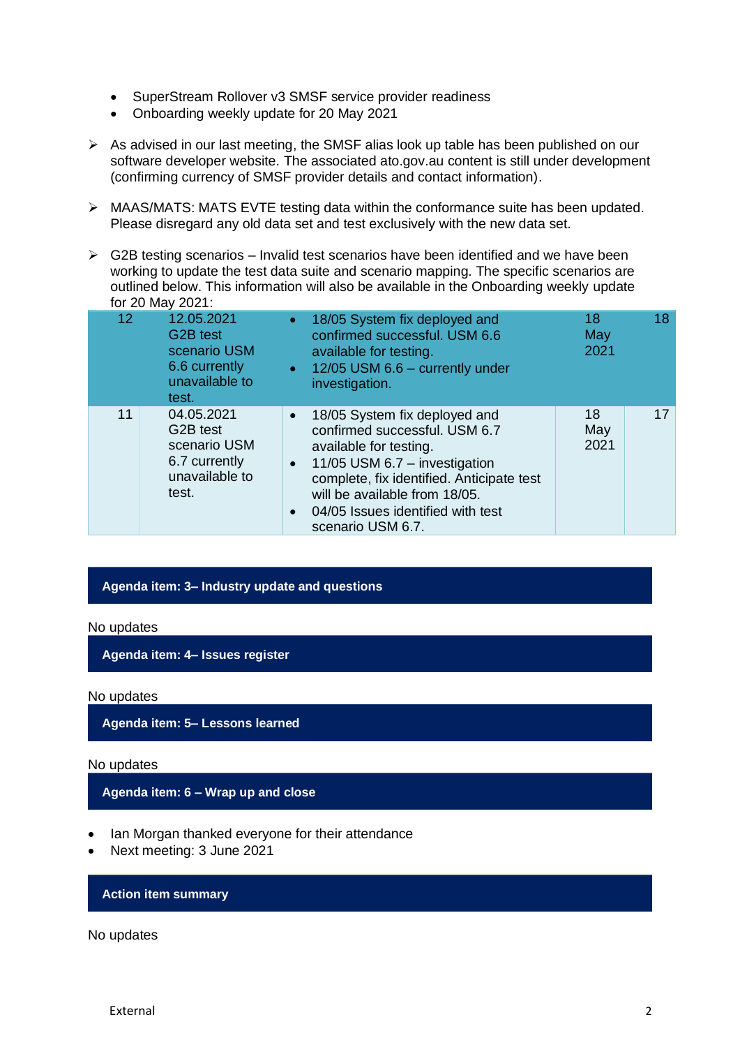- SuperStream Rollover v3 SMSF service provider readiness
- Onboarding weekly update for 20 May 2021

- As advised in our last meeting, the SMSF alias look up table has been published on our software developer website. The associated ato.gov.au content is still under development (confirming currency of SMSF provider details and contact information).

- MAAS/MATS: MATS EVTE testing data within the conformance suite has been updated. Please disregard any old data set and test exclusively with the new data set.

- G2B testing scenarios – Invalid test scenarios have been identified and we have been working to update the test data suite and scenario mapping. The specific scenarios are outlined below. This information will also be available in the Onboarding weekly update for 20 May 2021:

| | | | | |
|---|---|---|---|---|
| 12 | 12.05.2021 G2B test scenario USM 6.6 currently unavailable to test. | • 18/05 System fix deployed and confirmed successful. USM 6.6 available for testing.<br>• 12/05 USM 6.6 – currently under investigation. | 18 May 2021 | 18 |
| 11 | 04.05.2021 G2B test scenario USM 6.7 currently unavailable to test. | • 18/05 System fix deployed and confirmed successful. USM 6.7 available for testing.<br>• 11/05 USM 6.7 – investigation complete, fix identified. Anticipate test will be available from 18/05.<br>• 04/05 Issues identified with test scenario USM 6.7. | 18 May 2021 | 17 |

## Agenda item: 3– Industry update and questions

No updates

## Agenda item: 4– Issues register

No updates

## Agenda item: 5– Lessons learned

No updates

## Agenda item: 6 – Wrap up and close

- Ian Morgan thanked everyone for their attendance
- Next meeting: 3 June 2021

## Action item summary

No updates